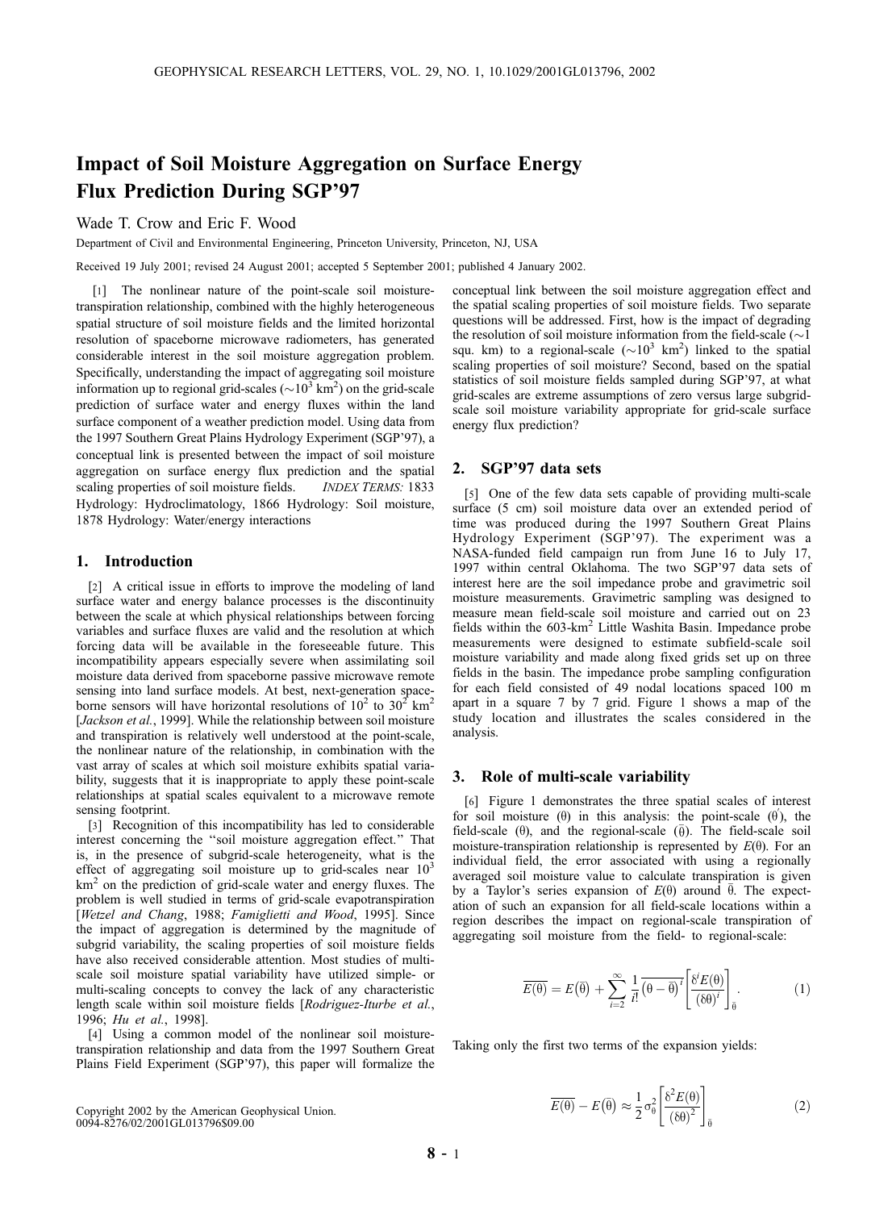# Impact of Soil Moisture Aggregation on Surface Energy Flux Prediction During SGP'97

Wade T. Crow and Eric F. Wood

Department of Civil and Environmental Engineering, Princeton University, Princeton, NJ, USA

Received 19 July 2001; revised 24 August 2001; accepted 5 September 2001; published 4 January 2002.

[1] The nonlinear nature of the point-scale soil moisture-transpiration relationship, combined with the highly heterogeneous spatial structure of soil moisture fields and the limited horizontal resolution of spaceborne microwave radiometers, has generated considerable interest in the soil moisture aggregation problem. Specifically, understanding the impact of aggregating soil moisture information up to regional grid-scales ($\sim 10^3$ km$^2$) on the grid-scale prediction of surface water and energy fluxes within the land surface component of a weather prediction model. Using data from the 1997 Southern Great Plains Hydrology Experiment (SGP'97), a conceptual link is presented between the impact of soil moisture aggregation on surface energy flux prediction and the spatial scaling properties of soil moisture fields. *INDEX TERMS:* 1833 Hydrology: Hydroclimatology, 1866 Hydrology: Soil moisture, 1878 Hydrology: Water/energy interactions

## 1. Introduction

[2] A critical issue in efforts to improve the modeling of land surface water and energy balance processes is the discontinuity between the scale at which physical relationships between forcing variables and surface fluxes are valid and the resolution at which forcing data will be available in the foreseeable future. This incompatibility appears especially severe when assimilating soil moisture data derived from spaceborne passive microwave remote sensing into land surface models. At best, next-generation spaceborne sensors will have horizontal resolutions of $10^2$ to $30^2$ km$^2$ [*Jackson et al.*, 1999]. While the relationship between soil moisture and transpiration is relatively well understood at the point-scale, the nonlinear nature of the relationship, in combination with the vast array of scales at which soil moisture exhibits spatial variability, suggests that it is inappropriate to apply these point-scale relationships at spatial scales equivalent to a microwave remote sensing footprint.

[3] Recognition of this incompatibility has led to considerable interest concerning the "soil moisture aggregation effect." That is, in the presence of subgrid-scale heterogeneity, what is the effect of aggregating soil moisture up to grid-scales near $10^3$ km$^2$ on the prediction of grid-scale water and energy fluxes. The problem is well studied in terms of grid-scale evapotranspiration [*Wetzel and Chang*, 1988; *Famiglietti and Wood*, 1995]. Since the impact of aggregation is determined by the magnitude of subgrid variability, the scaling properties of soil moisture fields have also received considerable attention. Most studies of multi-scale soil moisture spatial variability have utilized simple- or multi-scaling concepts to convey the lack of any characteristic length scale within soil moisture fields [*Rodriguez-Iturbe et al.*, 1996; *Hu et al.*, 1998].

[4] Using a common model of the nonlinear soil moisture-transpiration relationship and data from the 1997 Southern Great Plains Field Experiment (SGP'97), this paper will formalize the conceptual link between the soil moisture aggregation effect and the spatial scaling properties of soil moisture fields. Two separate questions will be addressed. First, how is the impact of degrading the resolution of soil moisture information from the field-scale ($\sim$1 squ. km) to a regional-scale ($\sim 10^3$ km$^2$) linked to the spatial scaling properties of soil moisture? Second, based on the spatial statistics of soil moisture fields sampled during SGP'97, at what grid-scales are extreme assumptions of zero versus large subgrid-scale soil moisture variability appropriate for grid-scale surface energy flux prediction?

## 2. SGP'97 data sets

[5] One of the few data sets capable of providing multi-scale surface (5 cm) soil moisture data over an extended period of time was produced during the 1997 Southern Great Plains Hydrology Experiment (SGP'97). The experiment was a NASA-funded field campaign run from June 16 to July 17, 1997 within central Oklahoma. The two SGP'97 data sets of interest here are the soil impedance probe and gravimetric soil moisture measurements. Gravimetric sampling was designed to measure mean field-scale soil moisture and carried out on 23 fields within the 603-km$^2$ Little Washita Basin. Impedance probe measurements were designed to estimate subfield-scale soil moisture variability and made along fixed grids set up on three fields in the basin. The impedance probe sampling configuration for each field consisted of 49 nodal locations spaced 100 m apart in a square 7 by 7 grid. Figure 1 shows a map of the study location and illustrates the scales considered in the analysis.

## 3. Role of multi-scale variability

[6] Figure 1 demonstrates the three spatial scales of interest for soil moisture ($\theta$) in this analysis: the point-scale ($\theta'$), the field-scale ($\theta$), and the regional-scale ($\bar{\theta}$). The field-scale soil moisture-transpiration relationship is represented by $E(\theta)$. For an individual field, the error associated with using a regionally averaged soil moisture value to calculate transpiration is given by a Taylor's series expansion of $E(\theta)$ around $\bar{\theta}$. The expectation of such an expansion for all field-scale locations within a region describes the impact on regional-scale transpiration of aggregating soil moisture from the field- to regional-scale:

$$\overline{E(\theta)} = E(\bar{\theta}) + \sum_{i=2}^{\infty} \frac{1}{i!} \overline{(\theta - \bar{\theta})^i} \left[ \frac{\delta^i E(\theta)}{(\delta\theta)^i} \right]_{\bar{\theta}}. \tag{1}$$

Taking only the first two terms of the expansion yields:

$$\overline{E(\theta)} - E(\bar{\theta}) \approx \frac{1}{2} \sigma_{\bar{\theta}}^2 \left[ \frac{\delta^2 E(\theta)}{(\delta\theta)^2} \right]_{\bar{\theta}} \tag{2}$$

Copyright 2002 by the American Geophysical Union.
0094-8276/02/2001GL013796$09.00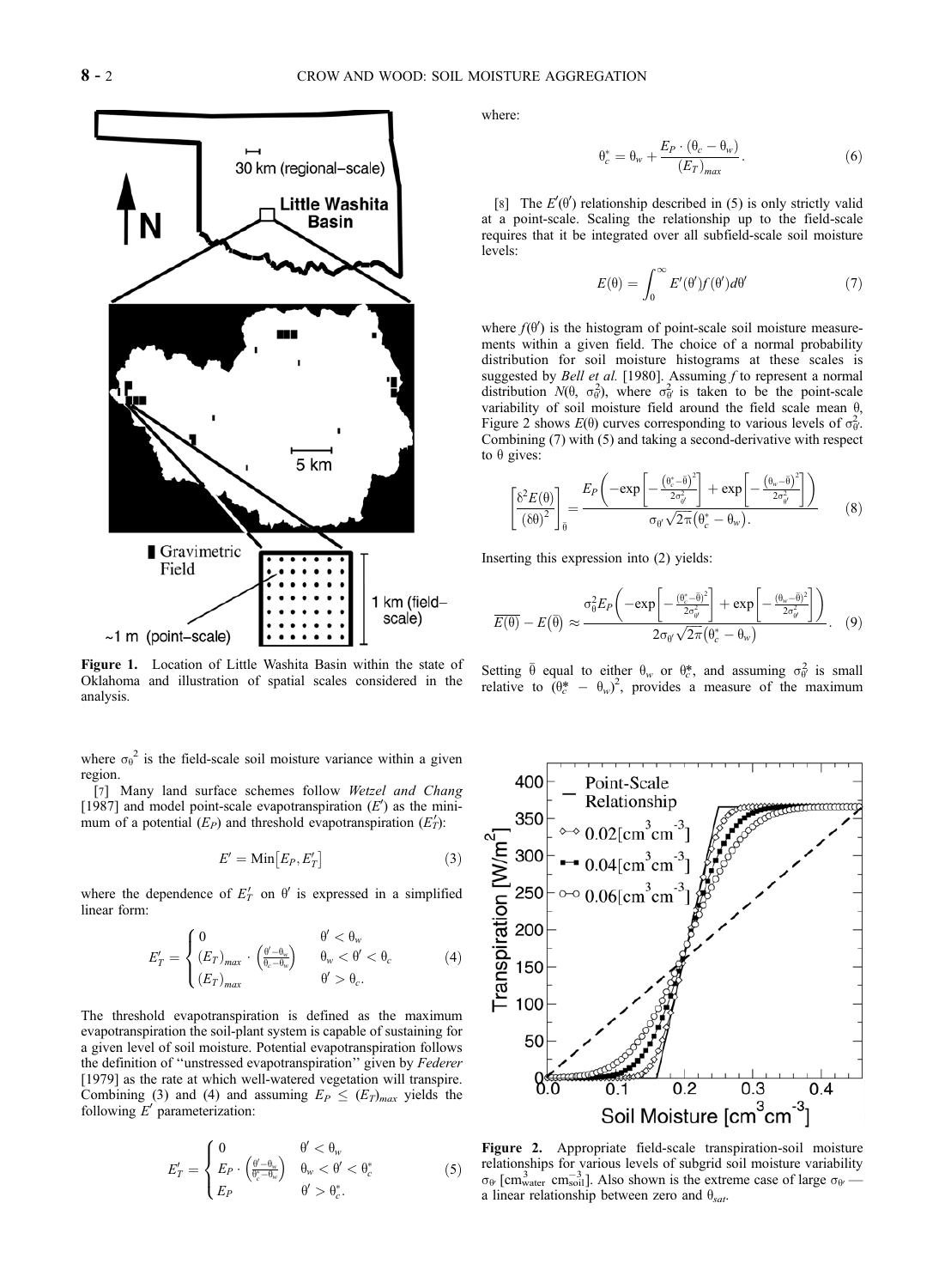Figure 1. Location of Little Washita Basin within the state of Oklahoma and illustration of spatial scales considered in the analysis.

where $\sigma_\theta^2$ is the field-scale soil moisture variance within a given region.

[7] Many land surface schemes follow *Wetzel and Chang* [1987] and model point-scale evapotranspiration ($E'$) as the minimum of a potential ($E_P$) and threshold evapotranspiration ($E_T'$):

$$E' = \text{Min}\left[E_P, E_T'\right] \tag{3}$$

where the dependence of $E_T'$ on $\theta'$ is expressed in a simplified linear form:

$$E_T' = \begin{cases} 0 & \theta' < \theta_w \\ (E_T)_{max} \cdot \left(\frac{\theta' - \theta_w}{\theta_c - \theta_w}\right) & \theta_w < \theta' < \theta_c \\ (E_T)_{max} & \theta' > \theta_c. \end{cases} \tag{4}$$

The threshold evapotranspiration is defined as the maximum evapotranspiration the soil-plant system is capable of sustaining for a given level of soil moisture. Potential evapotranspiration follows the definition of "unstressed evapotranspiration" given by *Federer* [1979] as the rate at which well-watered vegetation will transpire. Combining (3) and (4) and assuming $E_P \leq (E_T)_{max}$ yields the following $E'$ parameterization:

$$E_T' = \begin{cases} 0 & \theta' < \theta_w \\ E_P \cdot \left(\frac{\theta' - \theta_w}{\theta_c^* - \theta_w}\right) & \theta_w < \theta' < \theta_c^* \\ E_P & \theta' > \theta_c^*. \end{cases} \tag{5}$$

where:

$$\theta_c^* = \theta_w + \frac{E_P \cdot (\theta_c - \theta_w)}{(E_T)_{max}}. \tag{6}$$

[8] The $E'(\theta')$ relationship described in (5) is only strictly valid at a point-scale. Scaling the relationship up to the field-scale requires that it be integrated over all subfield-scale soil moisture levels:

$$E(\theta) = \int_0^\infty E'(\theta')f(\theta')d\theta' \tag{7}$$

where $f(\theta')$ is the histogram of point-scale soil moisture measurements within a given field. The choice of a normal probability distribution for soil moisture histograms at these scales is suggested by *Bell et al.* [1980]. Assuming $f$ to represent a normal distribution $N(\theta, \sigma_{\theta'}^2)$, where $\sigma_{\theta'}^2$ is taken to be the point-scale variability of soil moisture field around the field scale mean $\theta$, Figure 2 shows $E(\theta)$ curves corresponding to various levels of $\sigma_{\theta'}^2$. Combining (7) with (5) and taking a second-derivative with respect to $\theta$ gives:

$$\left[\frac{\delta^2 E(\theta)}{(\delta\theta)^2}\right]_{\bar{\theta}} = \frac{E_P\left(-\exp\left[-\frac{(\theta_c^* - \bar{\theta})^2}{2\sigma_{\theta'}^2}\right] + \exp\left[-\frac{(\theta_w - \bar{\theta})^2}{2\sigma_{\theta'}^2}\right]\right)}{\sigma_{\theta'}\sqrt{2\pi}(\theta_c^* - \theta_w).} \tag{8}$$

Inserting this expression into (2) yields:

$$\overline{E(\theta)} - E(\bar{\theta}) \approx \frac{\sigma_\theta^2 E_P\left(-\exp\left[-\frac{(\theta_c^* - \bar{\theta})^2}{2\sigma_{\theta'}^2}\right] + \exp\left[-\frac{(\theta_w - \bar{\theta})^2}{2\sigma_{\theta'}^2}\right]\right)}{2\sigma_{\theta'}\sqrt{2\pi}(\theta_c^* - \theta_w)}. \tag{9}$$

Setting $\bar{\theta}$ equal to either $\theta_w$ or $\theta_c^*$, and assuming $\sigma_{\theta'}^2$ is small relative to $(\theta_c^* - \theta_w)^2$, provides a measure of the maximum

Figure 2. Appropriate field-scale transpiration-soil moisture relationships for various levels of subgrid soil moisture variability $\sigma_{\theta'}$ [$\text{cm}^3_{\text{water}}\ \text{cm}^{-3}_{\text{soil}}$]. Also shown is the extreme case of large $\sigma_{\theta'}$ — a linear relationship between zero and $\theta_{sat}$.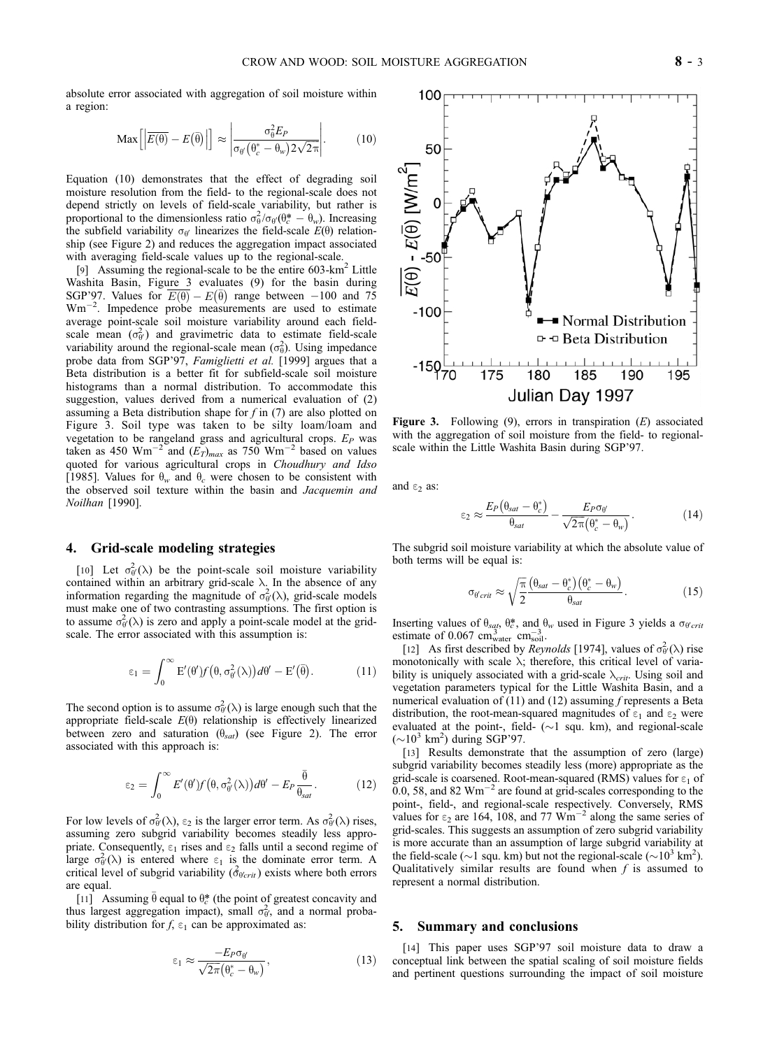absolute error associated with aggregation of soil moisture within a region:

$$\mathrm{Max}\left[\left|\overline{E(\theta)} - E\left(\bar{\theta}\right)\right|\right] \approx \left|\frac{\sigma_{\theta}^{2} E_{P}}{\sigma_{\theta'}\left(\theta_{c}^{*} - \theta_{w}\right) 2\sqrt{2\pi}}\right|. \tag{10}$$

Equation (10) demonstrates that the effect of degrading soil moisture resolution from the field- to the regional-scale does not depend strictly on levels of field-scale variability, but rather is proportional to the dimensionless ratio $\sigma_{\theta}^{2}/\sigma_{\theta'}(\theta_{c}^{*} - \theta_{w})$. Increasing the subfield variability $\sigma_{\theta'}$ linearizes the field-scale $E(\theta)$ relationship (see Figure 2) and reduces the aggregation impact associated with averaging field-scale values up to the regional-scale.

[9] Assuming the regional-scale to be the entire 603-km$^2$ Little Washita Basin, Figure 3 evaluates (9) for the basin during SGP'97. Values for $\overline{E(\theta)} - E\left(\bar{\theta}\right)$ range between $-100$ and 75 Wm$^{-2}$. Impedence probe measurements are used to estimate average point-scale soil moisture variability around each field-scale mean ($\sigma_{\theta'}^{2}$) and gravimetric data to estimate field-scale variability around the regional-scale mean ($\sigma_{\theta}^{2}$). Using impedance probe data from SGP'97, *Famiglietti et al.* [1999] argues that a Beta distribution is a better fit for subfield-scale soil moisture histograms than a normal distribution. To accommodate this suggestion, values derived from a numerical evaluation of (2) assuming a Beta distribution shape for $f$ in (7) are also plotted on Figure 3. Soil type was taken to be silty loam/loam and vegetation to be rangeland grass and agricultural crops. $E_P$ was taken as 450 Wm$^{-2}$ and $(E_T)_{max}$ as 750 Wm$^{-2}$ based on values quoted for various agricultural crops in *Choudhury and Idso* [1985]. Values for $\theta_w$ and $\theta_c$ were chosen to be consistent with the observed soil texture within the basin and *Jacquemin and Noilhan* [1990].

**Figure 3.** Following (9), errors in transpiration ($E$) associated with the aggregation of soil moisture from the field- to regional-scale within the Little Washita Basin during SGP'97.

## 4. Grid-scale modeling strategies

[10] Let $\sigma_{\theta'}^{2}(\lambda)$ be the point-scale soil moisture variability contained within an arbitrary grid-scale $\lambda$. In the absence of any information regarding the magnitude of $\sigma_{\theta'}^{2}(\lambda)$, grid-scale models must make one of two contrasting assumptions. The first option is to assume $\sigma_{\theta'}^{2}(\lambda)$ is zero and apply a point-scale model at the grid-scale. The error associated with this assumption is:

$$\varepsilon_1 = \int_{0}^{\infty} \mathrm{E}'(\theta') f\left(\theta, \sigma_{\theta'}^{2}(\lambda)\right) d\theta' - \mathrm{E}'\left(\bar{\theta}\right). \tag{11}$$

The second option is to assume $\sigma_{\theta'}^{2}(\lambda)$ is large enough such that the appropriate field-scale $E(\theta)$ relationship is effectively linearized between zero and saturation ($\theta_{sat}$) (see Figure 2). The error associated with this approach is:

$$\varepsilon_2 = \int_{0}^{\infty} E'(\theta') f\left(\theta, \sigma_{\theta'}^{2}(\lambda)\right) d\theta' - E_P \frac{\bar{\theta}}{\theta_{sat}}. \tag{12}$$

For low levels of $\sigma_{\theta'}^{2}(\lambda)$, $\varepsilon_2$ is the larger error term. As $\sigma_{\theta'}^{2}(\lambda)$ rises, assuming zero subgrid variability becomes steadily less appropriate. Consequently, $\varepsilon_1$ rises and $\varepsilon_2$ falls until a second regime of large $\sigma_{\theta'}^{2}(\lambda)$ is entered where $\varepsilon_1$ is the dominate error term. A critical level of subgrid variability ($\sigma_{\theta' crit}^{2}$) exists where both errors are equal.

[11] Assuming $\bar{\theta}$ equal to $\theta_{c}^{*}$ (the point of greatest concavity and thus largest aggregation impact), small $\sigma_{\theta'}^{2}$, and a normal probability distribution for $f$, $\varepsilon_1$ can be approximated as:

$$\varepsilon_1 \approx \frac{-E_P \sigma_{\theta'}}{\sqrt{2\pi}\left(\theta_{c}^{*} - \theta_{w}\right)}, \tag{13}$$

and $\varepsilon_2$ as:

$$\varepsilon_2 \approx \frac{E_P\left(\theta_{sat} - \theta_{c}^{*}\right)}{\theta_{sat}} - \frac{E_P \sigma_{\theta'}}{\sqrt{2\pi}\left(\theta_{c}^{*} - \theta_{w}\right)}. \tag{14}$$

The subgrid soil moisture variability at which the absolute value of both terms will be equal is:

$$\sigma_{\theta' crit} \approx \sqrt{\frac{\pi}{2}} \frac{\left(\theta_{sat} - \theta_{c}^{*}\right)\left(\theta_{c}^{*} - \theta_{w}\right)}{\theta_{sat}}. \tag{15}$$

Inserting values of $\theta_{sat}$, $\theta_{c}^{*}$, and $\theta_w$ used in Figure 3 yields a $\sigma_{\theta' crit}$ estimate of 0.067 cm$^{3}_{\mathrm{water}}$ cm$^{-3}_{\mathrm{soil}}$.

[12] As first described by *Reynolds* [1974], values of $\sigma_{\theta'}^{2}(\lambda)$ rise monotonically with scale $\lambda$; therefore, this critical level of variability is uniquely associated with a grid-scale $\lambda_{crit}$. Using soil and vegetation parameters typical for the Little Washita Basin, and a numerical evaluation of (11) and (12) assuming $f$ represents a Beta distribution, the root-mean-squared magnitudes of $\varepsilon_1$ and $\varepsilon_2$ were evaluated at the point-, field- ($\sim$1 squ. km), and regional-scale ($\sim$10$^3$ km$^2$) during SGP'97.

[13] Results demonstrate that the assumption of zero (large) subgrid variability becomes steadily less (more) appropriate as the grid-scale is coarsened. Root-mean-squared (RMS) values for $\varepsilon_1$ of 0.0, 58, and 82 Wm$^{-2}$ are found at grid-scales corresponding to the point-, field-, and regional-scale respectively. Conversely, RMS values for $\varepsilon_2$ are 164, 108, and 77 Wm$^{-2}$ along the same series of grid-scales. This suggests an assumption of zero subgrid variability is more accurate than an assumption of large subgrid variability at the field-scale ($\sim$1 squ. km) but not the regional-scale ($\sim$10$^3$ km$^2$). Qualitatively similar results are found when $f$ is assumed to represent a normal distribution.

## 5. Summary and conclusions

[14] This paper uses SGP'97 soil moisture data to draw a conceptual link between the spatial scaling of soil moisture fields and pertinent questions surrounding the impact of soil moisture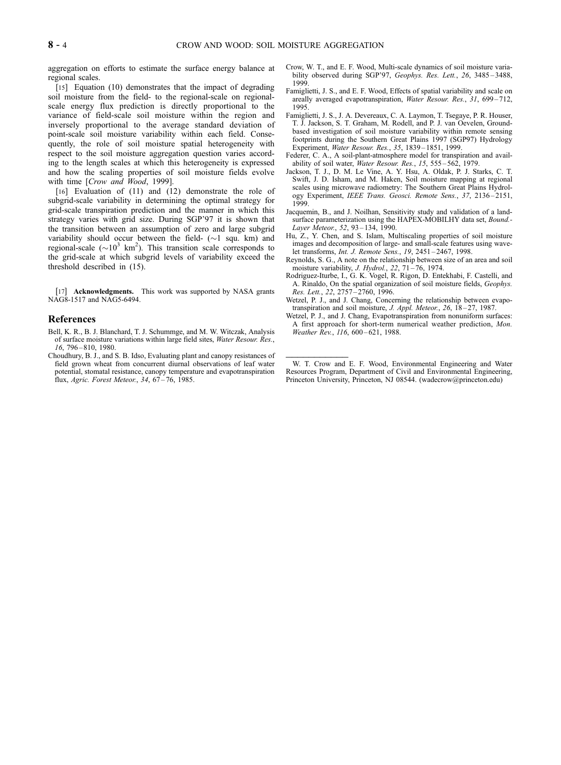aggregation on efforts to estimate the surface energy balance at regional scales.

[15] Equation (10) demonstrates that the impact of degrading soil moisture from the field- to the regional-scale on regional-scale energy flux prediction is directly proportional to the variance of field-scale soil moisture within the region and inversely proportional to the average standard deviation of point-scale soil moisture variability within each field. Consequently, the role of soil moisture spatial heterogeneity with respect to the soil moisture aggregation question varies according to the length scales at which this heterogeneity is expressed and how the scaling properties of soil moisture fields evolve with time [*Crow and Wood*, 1999].

[16] Evaluation of (11) and (12) demonstrate the role of subgrid-scale variability in determining the optimal strategy for grid-scale transpiration prediction and the manner in which this strategy varies with grid size. During SGP'97 it is shown that the transition between an assumption of zero and large subgrid variability should occur between the field- ($\sim$1 squ. km) and regional-scale ($\sim 10^3$ km$^2$). This transition scale corresponds to the grid-scale at which subgrid levels of variability exceed the threshold described in (15).

[17] **Acknowledgments.** This work was supported by NASA grants NAG8-1517 and NAG5-6494.

## References

Bell, K. R., B. J. Blanchard, T. J. Schummge, and M. W. Witczak, Analysis of surface moisture variations within large field sites, *Water Resour. Res.*, *16*, 796–810, 1980.

Choudhury, B. J., and S. B. Idso, Evaluating plant and canopy resistances of field grown wheat from concurrent diurnal observations of leaf water potential, stomatal resistance, canopy temperature and evapotranspiration flux, *Agric. Forest Meteor.*, *34*, 67–76, 1985.

Crow, W. T., and E. F. Wood, Multi-scale dynamics of soil moisture variability observed during SGP'97, *Geophys. Res. Lett.*, *26*, 3485–3488, 1999.

Famiglietti, J. S., and E. F. Wood, Effects of spatial variability and scale on areally averaged evapotranspiration, *Water Resour. Res.*, *31*, 699–712, 1995.

Famiglietti, J. S., J. A. Devereaux, C. A. Laymon, T. Tsegaye, P. R. Houser, T. J. Jackson, S. T. Graham, M. Rodell, and P. J. van Oevelen, Ground-based investigation of soil moisture variability within remote sensing footprints during the Southern Great Plains 1997 (SGP97) Hydrology Experiment, *Water Resour. Res.*, *35*, 1839–1851, 1999.

Federer, C. A., A soil-plant-atmosphere model for transpiration and availability of soil water, *Water Resour. Res.*, *15*, 555–562, 1979.

Jackson, T. J., D. M. Le Vine, A. Y. Hsu, A. Oldak, P. J. Starks, C. T. Swift, J. D. Isham, and M. Haken, Soil moisture mapping at regional scales using microwave radiometry: The Southern Great Plains Hydrology Experiment, *IEEE Trans. Geosci. Remote Sens.*, *37*, 2136–2151, 1999.

Jacquemin, B., and J. Noilhan, Sensitivity study and validation of a land-surface parameterization using the HAPEX-MOBILHY data set, *Bound.-Layer Meteor.*, *52*, 93–134, 1990.

Hu, Z., Y. Chen, and S. Islam, Multiscaling properties of soil moisture images and decomposition of large- and small-scale features using wavelet transforms, *Int. J. Remote Sens.*, *19*, 2451–2467, 1998.

Reynolds, S. G., A note on the relationship between size of an area and soil moisture variability, *J. Hydrol.*, *22*, 71–76, 1974.

Rodriguez-Iturbe, I., G. K. Vogel, R. Rigon, D. Entekhabi, F. Castelli, and A. Rinaldo, On the spatial organization of soil moisture fields, *Geophys. Res. Lett.*, *22*, 2757–2760, 1996.

Wetzel, P. J., and J. Chang, Concerning the relationship between evapotranspiration and soil moisture, *J. Appl. Meteor.*, *26*, 18–27, 1987.

Wetzel, P. J., and J. Chang, Evapotranspiration from nonuniform surfaces: A first approach for short-term numerical weather prediction, *Mon. Weather Rev.*, *116*, 600–621, 1988.

---

W. T. Crow and E. F. Wood, Environmental Engineering and Water Resources Program, Department of Civil and Environmental Engineering, Princeton University, Princeton, NJ 08544. (wadecrow@princeton.edu)